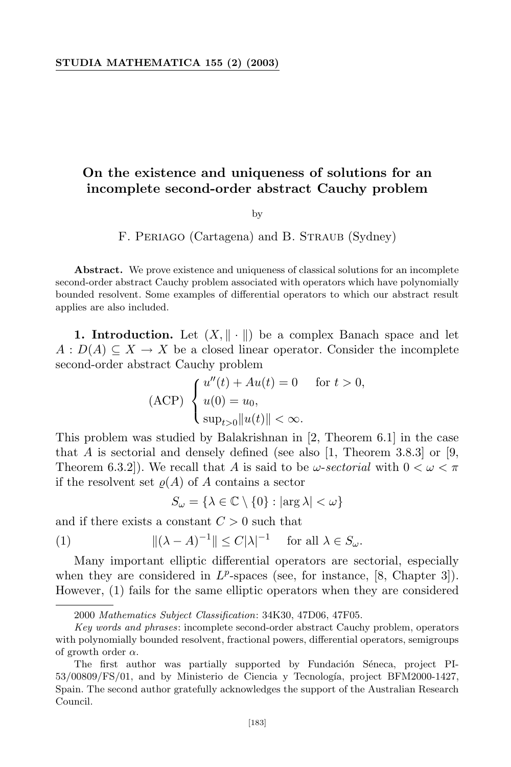# On the existence and uniqueness of solutions for an incomplete second-order abstract Cauchy problem

by

F. Periago (Cartagena) and B. Straub (Sydney)

**Abstract.** We prove existence and uniqueness of classical solutions for an incomplete second-order abstract Cauchy problem associated with operators which have polynomially bounded resolvent. Some examples of differential operators to which our abstract result applies are also included.

**1. Introduction.** Let $(X, \|\cdot\|)$ be a complex Banach space and let $A : D(A) \subseteq X \to X$ be a closed linear operator. Consider the incomplete second-order abstract Cauchy problem

$$
\text{(ACP)} \quad \begin{cases} u''(t) + Au(t) = 0 & \text{for } t > 0, \\ u(0) = u_0, \\ \sup_{t>0}\|u(t)\| < \infty. \end{cases}
$$

This problem was studied by Balakrishnan in [2, Theorem 6.1] in the case that $A$ is sectorial and densely defined (see also [1, Theorem 3.8.3] or [9, Theorem 6.3.2]). We recall that $A$ is said to be $\omega$-*sectorial* with $0 < \omega < \pi$ if the resolvent set $\varrho(A)$ of $A$ contains a sector

$$
S_\omega = \{\lambda \in \mathbb{C} \setminus \{0\} : |\arg \lambda| < \omega\}
$$

and if there exists a constant $C > 0$ such that

$$
\|(\lambda - A)^{-1}\| \leq C|\lambda|^{-1} \quad \text{for all } \lambda \in S_\omega. \tag{1}
$$

Many important elliptic differential operators are sectorial, especially when they are considered in $L^p$-spaces (see, for instance, [8, Chapter 3]). However, (1) fails for the same elliptic operators when they are considered

---

2000 *Mathematics Subject Classification*: 34K30, 47D06, 47F05.

*Key words and phrases*: incomplete second-order abstract Cauchy problem, operators with polynomially bounded resolvent, fractional powers, differential operators, semigroups of growth order $\alpha$.

The first author was partially supported by Fundación Séneca, project PI-53/00809/FS/01, and by Ministerio de Ciencia y Tecnología, project BFM2000-1427, Spain. The second author gratefully acknowledges the support of the Australian Research Council.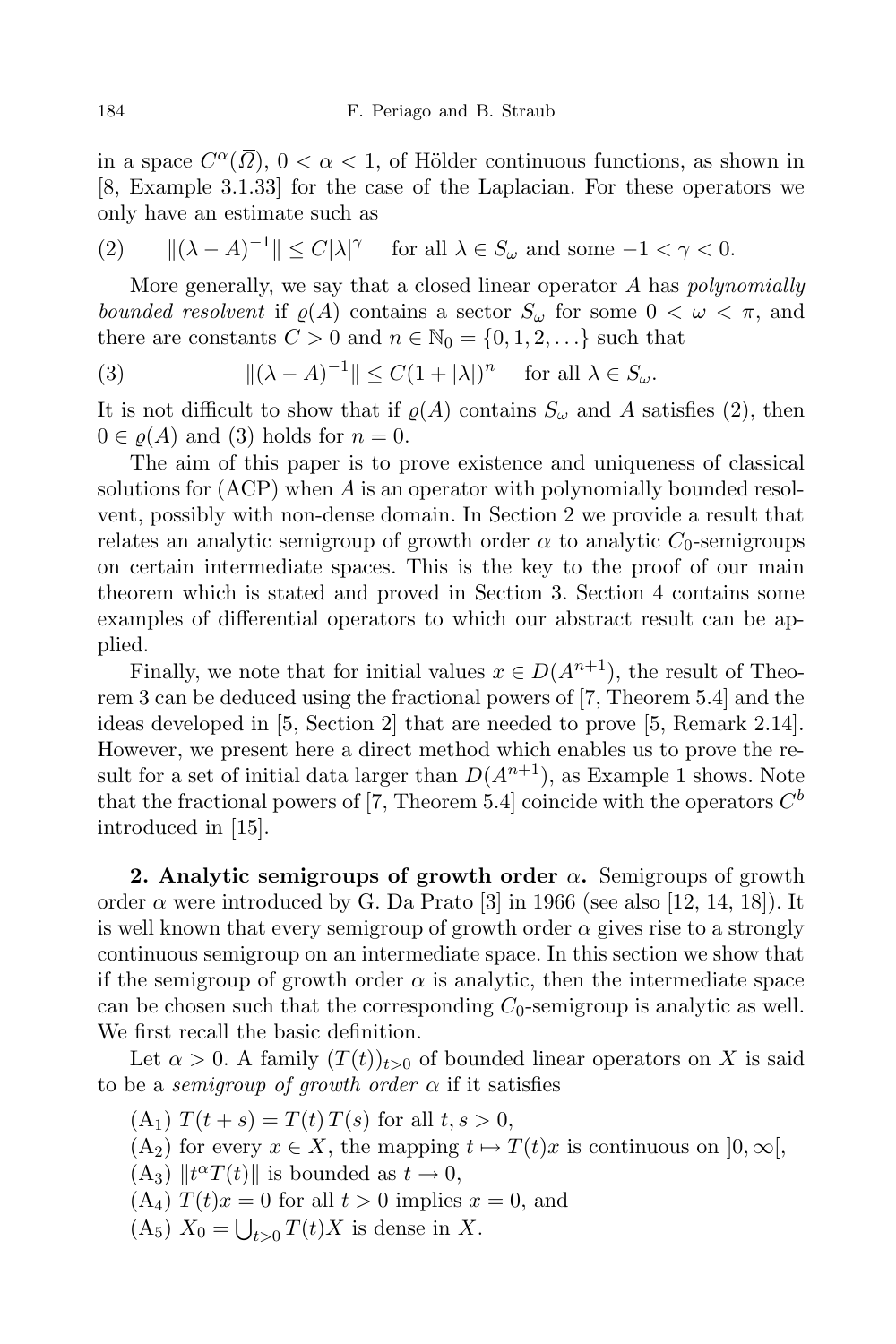in a space $C^\alpha(\bar{\Omega})$, $0 < \alpha < 1$, of Hölder continuous functions, as shown in [8, Example 3.1.33] for the case of the Laplacian. For these operators we only have an estimate such as

$$\|(\lambda - A)^{-1}\| \le C|\lambda|^\gamma \quad \text{for all } \lambda \in S_\omega \text{ and some } -1 < \gamma < 0. \tag{2}$$

More generally, we say that a closed linear operator $A$ has *polynomially bounded resolvent* if $\varrho(A)$ contains a sector $S_\omega$ for some $0 < \omega < \pi$, and there are constants $C > 0$ and $n \in \mathbb{N}_0 = \{0, 1, 2, \ldots\}$ such that

$$\|(\lambda - A)^{-1}\| \le C(1 + |\lambda|)^n \quad \text{for all } \lambda \in S_\omega. \tag{3}$$

It is not difficult to show that if $\varrho(A)$ contains $S_\omega$ and $A$ satisfies (2), then $0 \in \varrho(A)$ and (3) holds for $n = 0$.

The aim of this paper is to prove existence and uniqueness of classical solutions for (ACP) when $A$ is an operator with polynomially bounded resolvent, possibly with non-dense domain. In Section 2 we provide a result that relates an analytic semigroup of growth order $\alpha$ to analytic $C_0$-semigroups on certain intermediate spaces. This is the key to the proof of our main theorem which is stated and proved in Section 3. Section 4 contains some examples of differential operators to which our abstract result can be applied.

Finally, we note that for initial values $x \in D(A^{n+1})$, the result of Theorem 3 can be deduced using the fractional powers of [7, Theorem 5.4] and the ideas developed in [5, Section 2] that are needed to prove [5, Remark 2.14]. However, we present here a direct method which enables us to prove the result for a set of initial data larger than $D(A^{n+1})$, as Example 1 shows. Note that the fractional powers of [7, Theorem 5.4] coincide with the operators $C^b$ introduced in [15].

## 2. Analytic semigroups of growth order $\alpha$.

Semigroups of growth order $\alpha$ were introduced by G. Da Prato [3] in 1966 (see also [12, 14, 18]). It is well known that every semigroup of growth order $\alpha$ gives rise to a strongly continuous semigroup on an intermediate space. In this section we show that if the semigroup of growth order $\alpha$ is analytic, then the intermediate space can be chosen such that the corresponding $C_0$-semigroup is analytic as well. We first recall the basic definition.

Let $\alpha > 0$. A family $(T(t))_{t>0}$ of bounded linear operators on $X$ is said to be a *semigroup of growth order* $\alpha$ if it satisfies

($A_1$) $T(t+s) = T(t)\,T(s)$ for all $t, s > 0$,
($A_2$) for every $x \in X$, the mapping $t \mapsto T(t)x$ is continuous on $]0, \infty[$,
($A_3$) $\|t^\alpha T(t)\|$ is bounded as $t \to 0$,
($A_4$) $T(t)x = 0$ for all $t > 0$ implies $x = 0$, and
($A_5$) $X_0 = \bigcup_{t>0} T(t)X$ is dense in $X$.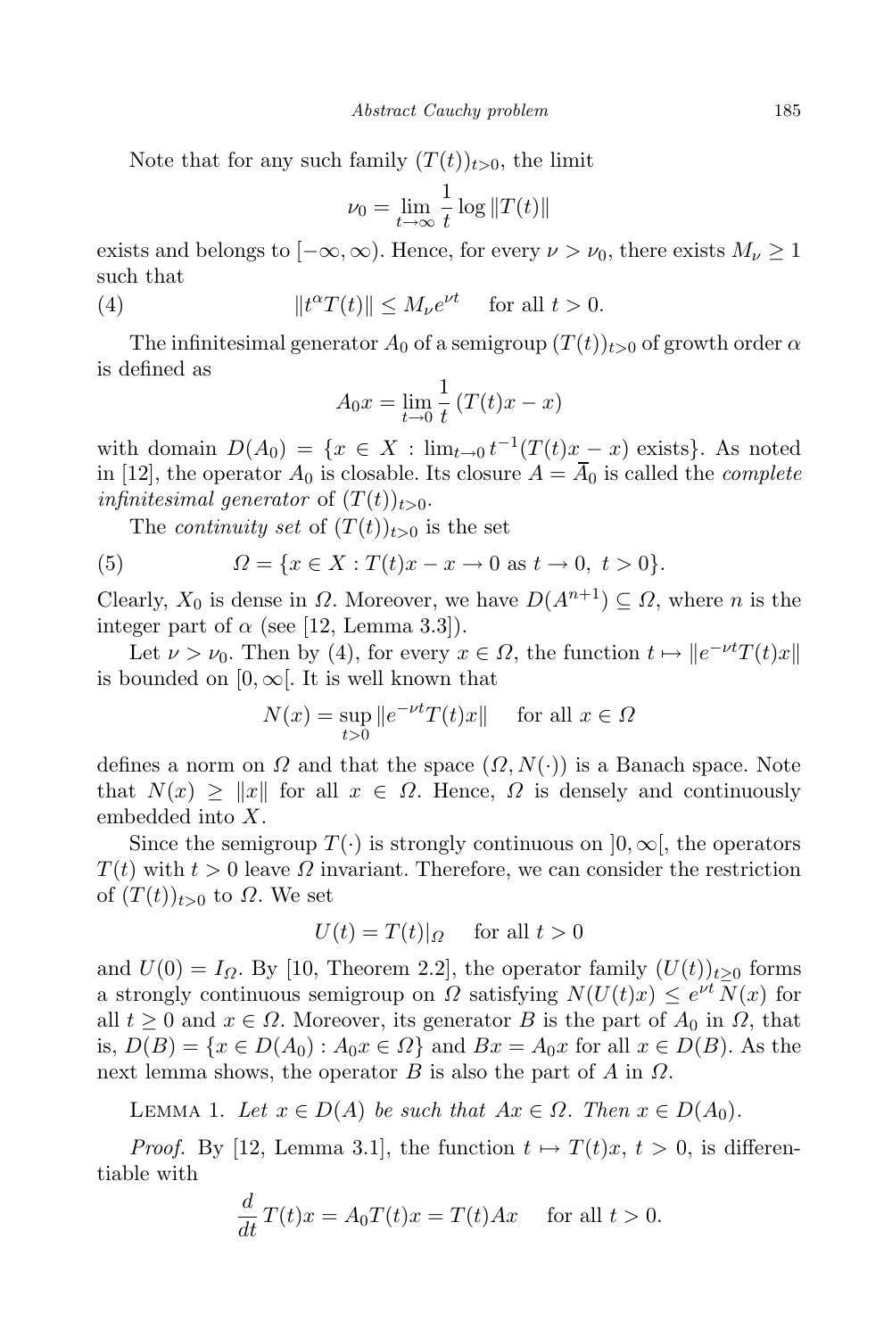Note that for any such family $(T(t))_{t>0}$, the limit

$$\nu_0 = \lim_{t\to\infty} \frac{1}{t} \log \|T(t)\|$$

exists and belongs to $[-\infty, \infty)$. Hence, for every $\nu > \nu_0$, there exists $M_\nu \geq 1$ such that

$$\|t^\alpha T(t)\| \leq M_\nu e^{\nu t} \quad \text{for all } t > 0. \tag{4}$$

The infinitesimal generator $A_0$ of a semigroup $(T(t))_{t>0}$ of growth order $\alpha$ is defined as

$$A_0 x = \lim_{t\to 0} \frac{1}{t} (T(t)x - x)$$

with domain $D(A_0) = \{x \in X : \lim_{t\to 0} t^{-1}(T(t)x - x) \text{ exists}\}$. As noted in [12], the operator $A_0$ is closable. Its closure $A = \overline{A}_0$ is called the *complete infinitesimal generator* of $(T(t))_{t>0}$.

The *continuity set* of $(T(t))_{t>0}$ is the set

$$\Omega = \{x \in X : T(t)x - x \to 0 \text{ as } t \to 0,\ t > 0\}. \tag{5}$$

Clearly, $X_0$ is dense in $\Omega$. Moreover, we have $D(A^{n+1}) \subseteq \Omega$, where $n$ is the integer part of $\alpha$ (see [12, Lemma 3.3]).

Let $\nu > \nu_0$. Then by (4), for every $x \in \Omega$, the function $t \mapsto \|e^{-\nu t} T(t)x\|$ is bounded on $[0, \infty[$. It is well known that

$$N(x) = \sup_{t>0} \|e^{-\nu t} T(t)x\| \quad \text{for all } x \in \Omega$$

defines a norm on $\Omega$ and that the space $(\Omega, N(\cdot))$ is a Banach space. Note that $N(x) \geq \|x\|$ for all $x \in \Omega$. Hence, $\Omega$ is densely and continuously embedded into $X$.

Since the semigroup $T(\cdot)$ is strongly continuous on $]0, \infty[$, the operators $T(t)$ with $t > 0$ leave $\Omega$ invariant. Therefore, we can consider the restriction of $(T(t))_{t>0}$ to $\Omega$. We set

$$U(t) = T(t)|_\Omega \quad \text{for all } t > 0$$

and $U(0) = I_\Omega$. By [10, Theorem 2.2], the operator family $(U(t))_{t\geq 0}$ forms a strongly continuous semigroup on $\Omega$ satisfying $N(U(t)x) \leq e^{\nu t} N(x)$ for all $t \geq 0$ and $x \in \Omega$. Moreover, its generator $B$ is the part of $A_0$ in $\Omega$, that is, $D(B) = \{x \in D(A_0) : A_0 x \in \Omega\}$ and $Bx = A_0 x$ for all $x \in D(B)$. As the next lemma shows, the operator $B$ is also the part of $A$ in $\Omega$.

LEMMA 1. *Let $x \in D(A)$ be such that $Ax \in \Omega$. Then $x \in D(A_0)$.*

*Proof.* By [12, Lemma 3.1], the function $t \mapsto T(t)x$, $t > 0$, is differentiable with

$$\frac{d}{dt} T(t)x = A_0 T(t)x = T(t)Ax \quad \text{for all } t > 0.$$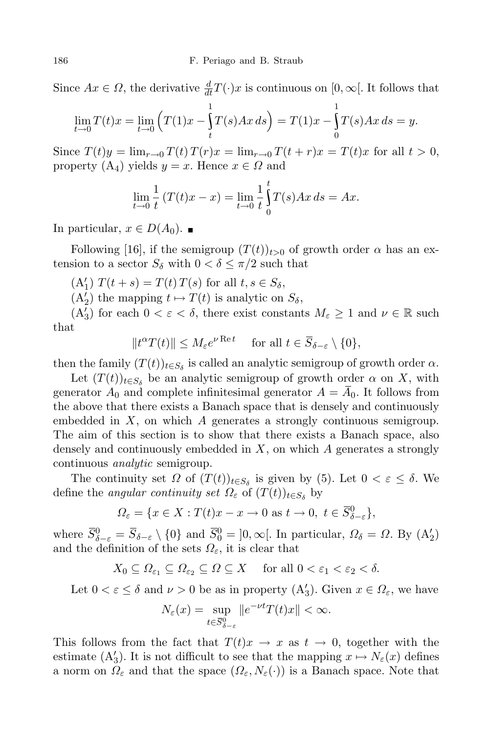Since $Ax \in \Omega$, the derivative $\frac{d}{dt}T(\cdot)x$ is continuous on $[0,\infty[$. It follows that

$$\lim_{t\to 0} T(t)x = \lim_{t\to 0}\Big(T(1)x - \int_t^1 T(s)Ax\,ds\Big) = T(1)x - \int_0^1 T(s)Ax\,ds = y.$$

Since $T(t)y = \lim_{r\to 0} T(t)\,T(r)x = \lim_{r\to 0} T(t+r)x = T(t)x$ for all $t > 0$, property $(\mathrm{A}_4)$ yields $y = x$. Hence $x \in \Omega$ and

$$\lim_{t\to 0}\frac{1}{t}\,(T(t)x - x) = \lim_{t\to 0}\frac{1}{t}\int_0^t T(s)Ax\,ds = Ax.$$

In particular, $x \in D(A_0)$. ■

Following [16], if the semigroup $(T(t))_{t>0}$ of growth order $\alpha$ has an extension to a sector $S_\delta$ with $0 < \delta \le \pi/2$ such that

$(\mathrm{A}_1')$ $T(t+s) = T(t)\,T(s)$ for all $t, s \in S_\delta$,

$(\mathrm{A}_2')$ the mapping $t \mapsto T(t)$ is analytic on $S_\delta$,

$(\mathrm{A}_3')$ for each $0 < \varepsilon < \delta$, there exist constants $M_\varepsilon \ge 1$ and $\nu \in \mathbb{R}$ such that

$$\|t^\alpha T(t)\| \le M_\varepsilon e^{\nu \operatorname{Re} t} \quad \text{ for all } t \in \overline{S}_{\delta-\varepsilon} \setminus \{0\},$$

then the family $(T(t))_{t\in S_\delta}$ is called an analytic semigroup of growth order $\alpha$.

Let $(T(t))_{t\in S_\delta}$ be an analytic semigroup of growth order $\alpha$ on $X$, with generator $A_0$ and complete infinitesimal generator $A = \overline{A}_0$. It follows from the above that there exists a Banach space that is densely and continuously embedded in $X$, on which $A$ generates a strongly continuous semigroup. The aim of this section is to show that there exists a Banach space, also densely and continuously embedded in $X$, on which $A$ generates a strongly continuous *analytic* semigroup.

The continuity set $\Omega$ of $(T(t))_{t\in S_\delta}$ is given by (5). Let $0 < \varepsilon \le \delta$. We define the *angular continuity set* $\Omega_\varepsilon$ of $(T(t))_{t\in S_\delta}$ by

$$\Omega_\varepsilon = \{x \in X : T(t)x - x \to 0 \text{ as } t \to 0,\ t \in \overline{S}^0_{\delta-\varepsilon}\},$$

where $\overline{S}^0_{\delta-\varepsilon} = \overline{S}_{\delta-\varepsilon} \setminus \{0\}$ and $\overline{S}^0_0 = ]0,\infty[$. In particular, $\Omega_\delta = \Omega$. By $(\mathrm{A}_2')$ and the definition of the sets $\Omega_\varepsilon$, it is clear that

$$X_0 \subseteq \Omega_{\varepsilon_1} \subseteq \Omega_{\varepsilon_2} \subseteq \Omega \subseteq X \quad \text{ for all } 0 < \varepsilon_1 < \varepsilon_2 < \delta.$$

Let $0 < \varepsilon \le \delta$ and $\nu > 0$ be as in property $(\mathrm{A}_3')$. Given $x \in \Omega_\varepsilon$, we have

$$N_\varepsilon(x) = \sup_{t\in \overline{S}^0_{\delta-\varepsilon}} \|e^{-\nu t} T(t)x\| < \infty.$$

This follows from the fact that $T(t)x \to x$ as $t \to 0$, together with the estimate $(\mathrm{A}_3')$. It is not difficult to see that the mapping $x \mapsto N_\varepsilon(x)$ defines a norm on $\Omega_\varepsilon$ and that the space $(\Omega_\varepsilon, N_\varepsilon(\cdot))$ is a Banach space. Note that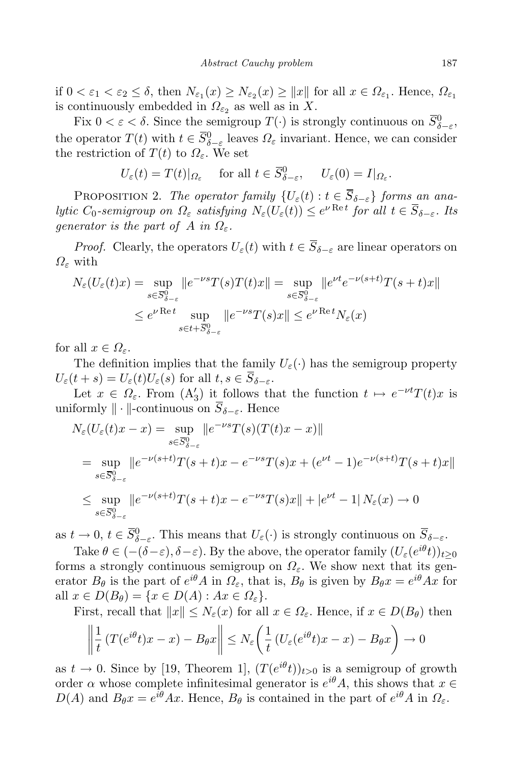if $0 < \varepsilon_1 < \varepsilon_2 \leq \delta$, then $N_{\varepsilon_1}(x) \geq N_{\varepsilon_2}(x) \geq \|x\|$ for all $x \in \Omega_{\varepsilon_1}$. Hence, $\Omega_{\varepsilon_1}$ is continuously embedded in $\Omega_{\varepsilon_2}$ as well as in $X$.

Fix $0 < \varepsilon < \delta$. Since the semigroup $T(\cdot)$ is strongly continuous on $\overline{S}^0_{\delta-\varepsilon}$, the operator $T(t)$ with $t \in \overline{S}^0_{\delta-\varepsilon}$ leaves $\Omega_\varepsilon$ invariant. Hence, we can consider the restriction of $T(t)$ to $\Omega_\varepsilon$. We set

$$U_\varepsilon(t) = T(t)|_{\Omega_\varepsilon} \quad \text{for all } t \in \overline{S}^0_{\delta-\varepsilon}, \quad U_\varepsilon(0) = I|_{\Omega_\varepsilon}.$$

Proposition 2. *The operator family $\{U_\varepsilon(t) : t \in \overline{S}_{\delta-\varepsilon}\}$ forms an analytic $C_0$-semigroup on $\Omega_\varepsilon$ satisfying $N_\varepsilon(U_\varepsilon(t)) \leq e^{\nu \operatorname{Re} t}$ for all $t \in \overline{S}_{\delta-\varepsilon}$. Its generator is the part of $A$ in $\Omega_\varepsilon$.*

*Proof.* Clearly, the operators $U_\varepsilon(t)$ with $t \in \overline{S}_{\delta-\varepsilon}$ are linear operators on $\Omega_\varepsilon$ with

$$\begin{aligned}
N_\varepsilon(U_\varepsilon(t)x) &= \sup_{s \in \overline{S}^0_{\delta-\varepsilon}} \|e^{-\nu s}T(s)T(t)x\| = \sup_{s \in \overline{S}^0_{\delta-\varepsilon}} \|e^{\nu t}e^{-\nu(s+t)}T(s+t)x\| \\
&\leq e^{\nu \operatorname{Re} t} \sup_{s \in t + \overline{S}^0_{\delta-\varepsilon}} \|e^{-\nu s}T(s)x\| \leq e^{\nu \operatorname{Re} t} N_\varepsilon(x)
\end{aligned}$$

for all $x \in \Omega_\varepsilon$.

The definition implies that the family $U_\varepsilon(\cdot)$ has the semigroup property $U_\varepsilon(t+s) = U_\varepsilon(t)U_\varepsilon(s)$ for all $t, s \in \overline{S}_{\delta-\varepsilon}$.

Let $x \in \Omega_\varepsilon$. From $(\mathrm{A}_3')$ it follows that the function $t \mapsto e^{-\nu t}T(t)x$ is uniformly $\|\cdot\|$-continuous on $\overline{S}_{\delta-\varepsilon}$. Hence

$$\begin{aligned}
N_\varepsilon(U_\varepsilon(t)x - x) &= \sup_{s \in \overline{S}^0_{\delta-\varepsilon}} \|e^{-\nu s}T(s)(T(t)x - x)\| \\
&= \sup_{s \in \overline{S}^0_{\delta-\varepsilon}} \|e^{-\nu(s+t)}T(s+t)x - e^{-\nu s}T(s)x + (e^{\nu t} - 1)e^{-\nu(s+t)}T(s+t)x\| \\
&\leq \sup_{s \in \overline{S}^0_{\delta-\varepsilon}} \|e^{-\nu(s+t)}T(s+t)x - e^{-\nu s}T(s)x\| + |e^{\nu t} - 1|\, N_\varepsilon(x) \to 0
\end{aligned}$$

as $t \to 0$, $t \in \overline{S}^0_{\delta-\varepsilon}$. This means that $U_\varepsilon(\cdot)$ is strongly continuous on $\overline{S}_{\delta-\varepsilon}$.

Take $\theta \in (-(\delta-\varepsilon), \delta-\varepsilon)$. By the above, the operator family $(U_\varepsilon(e^{i\theta}t))_{t\geq 0}$ forms a strongly continuous semigroup on $\Omega_\varepsilon$. We show next that its generator $B_\theta$ is the part of $e^{i\theta}A$ in $\Omega_\varepsilon$, that is, $B_\theta$ is given by $B_\theta x = e^{i\theta}Ax$ for all $x \in D(B_\theta) = \{x \in D(A) : Ax \in \Omega_\varepsilon\}$.

First, recall that $\|x\| \leq N_\varepsilon(x)$ for all $x \in \Omega_\varepsilon$. Hence, if $x \in D(B_\theta)$ then

$$\left\| \frac{1}{t}\,(T(e^{i\theta}t)x - x) - B_\theta x \right\| \leq N_\varepsilon\!\left( \frac{1}{t}\,(U_\varepsilon(e^{i\theta}t)x - x) - B_\theta x \right) \to 0$$

as $t \to 0$. Since by [19, Theorem 1], $(T(e^{i\theta}t))_{t>0}$ is a semigroup of growth order $\alpha$ whose complete infinitesimal generator is $e^{i\theta}A$, this shows that $x \in D(A)$ and $B_\theta x = e^{i\theta}Ax$. Hence, $B_\theta$ is contained in the part of $e^{i\theta}A$ in $\Omega_\varepsilon$.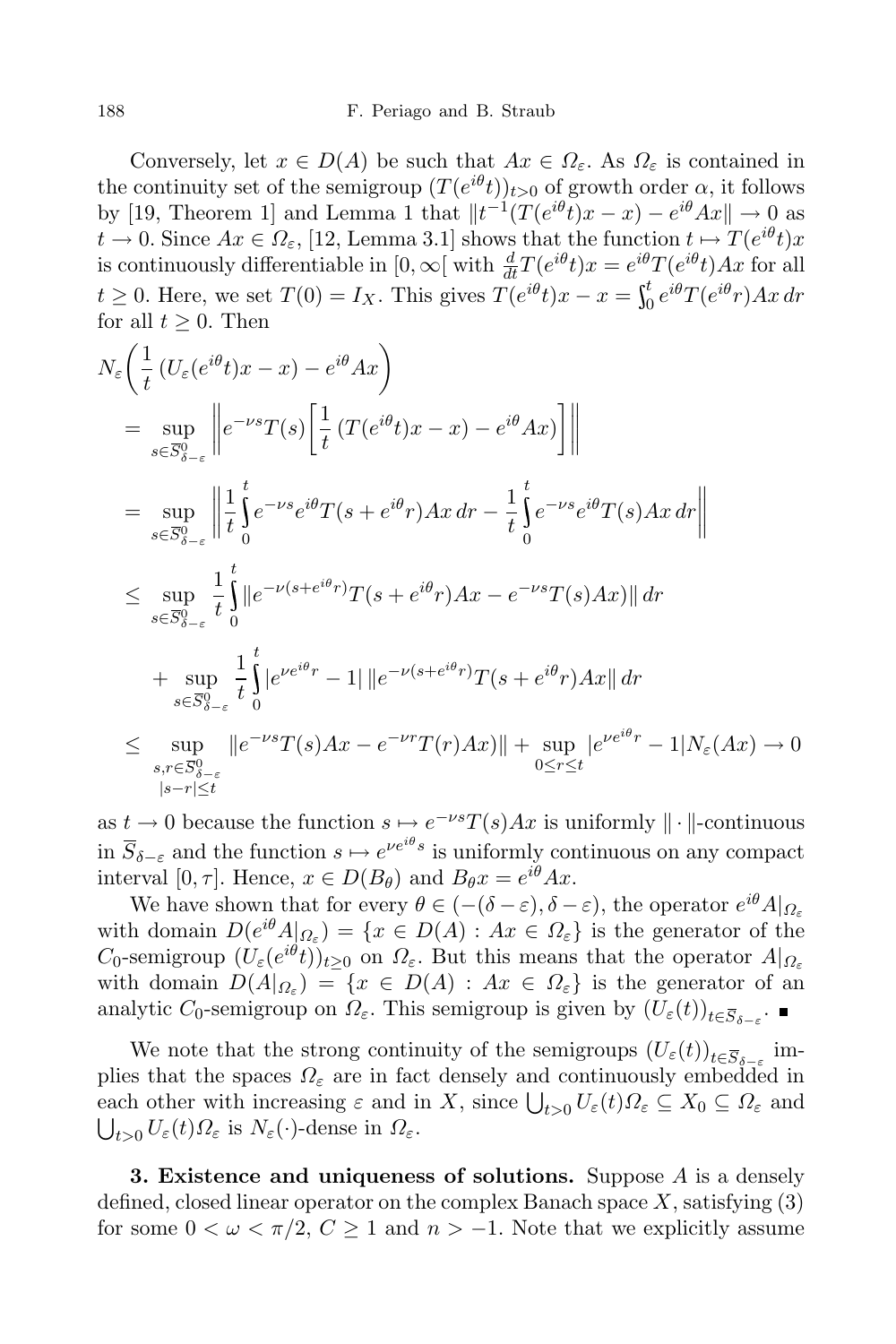Conversely, let $x \in D(A)$ be such that $Ax \in \Omega_\varepsilon$. As $\Omega_\varepsilon$ is contained in the continuity set of the semigroup $(T(e^{i\theta}t))_{t>0}$ of growth order $\alpha$, it follows by [19, Theorem 1] and Lemma 1 that $\|t^{-1}(T(e^{i\theta}t)x - x) - e^{i\theta}Ax\| \to 0$ as $t \to 0$. Since $Ax \in \Omega_\varepsilon$, [12, Lemma 3.1] shows that the function $t \mapsto T(e^{i\theta}t)x$ is continuously differentiable in $[0, \infty[$ with $\frac{d}{dt}T(e^{i\theta}t)x = e^{i\theta}T(e^{i\theta}t)Ax$ for all $t \geq 0$. Here, we set $T(0) = I_X$. This gives $T(e^{i\theta}t)x - x = \int_0^t e^{i\theta}T(e^{i\theta}r)Ax\,dr$ for all $t \geq 0$. Then

$$
\begin{aligned}
&N_\varepsilon\bigg(\frac{1}{t}\,(U_\varepsilon(e^{i\theta}t)x - x) - e^{i\theta}Ax\bigg) \\
&= \sup_{s \in \overline{S}^0_{\delta-\varepsilon}} \bigg\| e^{-\nu s}T(s)\bigg[\frac{1}{t}\,(T(e^{i\theta}t)x - x) - e^{i\theta}Ax\bigg]\bigg\| \\
&= \sup_{s \in \overline{S}^0_{\delta-\varepsilon}} \bigg\| \frac{1}{t}\int_0^t e^{-\nu s}e^{i\theta}T(s + e^{i\theta}r)Ax\,dr - \frac{1}{t}\int_0^t e^{-\nu s}e^{i\theta}T(s)Ax\,dr \bigg\| \\
&\leq \sup_{s \in \overline{S}^0_{\delta-\varepsilon}} \frac{1}{t}\int_0^t \|e^{-\nu(s+e^{i\theta}r)}T(s + e^{i\theta}r)Ax - e^{-\nu s}T(s)Ax)\|\,dr \\
&\quad + \sup_{s \in \overline{S}^0_{\delta-\varepsilon}} \frac{1}{t}\int_0^t |e^{\nu e^{i\theta}r} - 1|\,\|e^{-\nu(s+e^{i\theta}r)}T(s + e^{i\theta}r)Ax\|\,dr \\
&\leq \sup_{\substack{s,r \in \overline{S}^0_{\delta-\varepsilon} \\ |s-r| \leq t}} \|e^{-\nu s}T(s)Ax - e^{-\nu r}T(r)Ax)\| + \sup_{0 \leq r \leq t} |e^{\nu e^{i\theta}r} - 1| N_\varepsilon(Ax) \to 0
\end{aligned}
$$

as $t \to 0$ because the function $s \mapsto e^{-\nu s}T(s)Ax$ is uniformly $\|\cdot\|$-continuous in $\overline{S}_{\delta-\varepsilon}$ and the function $s \mapsto e^{\nu e^{i\theta}s}$ is uniformly continuous on any compact interval $[0, \tau]$. Hence, $x \in D(B_\theta)$ and $B_\theta x = e^{i\theta}Ax$.

We have shown that for every $\theta \in (-(\delta - \varepsilon), \delta - \varepsilon)$, the operator $e^{i\theta}A|_{\Omega_\varepsilon}$ with domain $D(e^{i\theta}A|_{\Omega_\varepsilon}) = \{x \in D(A) : Ax \in \Omega_\varepsilon\}$ is the generator of the $C_0$-semigroup $(U_\varepsilon(e^{i\theta}t))_{t\geq 0}$ on $\Omega_\varepsilon$. But this means that the operator $A|_{\Omega_\varepsilon}$ with domain $D(A|_{\Omega_\varepsilon}) = \{x \in D(A) : Ax \in \Omega_\varepsilon\}$ is the generator of an analytic $C_0$-semigroup on $\Omega_\varepsilon$. This semigroup is given by $(U_\varepsilon(t))_{t \in \overline{S}_{\delta-\varepsilon}}$. ∎

We note that the strong continuity of the semigroups $(U_\varepsilon(t))_{t \in \overline{S}_{\delta-\varepsilon}}$ implies that the spaces $\Omega_\varepsilon$ are in fact densely and continuously embedded in each other with increasing $\varepsilon$ and in $X$, since $\bigcup_{t>0} U_\varepsilon(t)\Omega_\varepsilon \subseteq X_0 \subseteq \Omega_\varepsilon$ and $\bigcup_{t>0} U_\varepsilon(t)\Omega_\varepsilon$ is $N_\varepsilon(\cdot)$-dense in $\Omega_\varepsilon$.

**3. Existence and uniqueness of solutions.** Suppose $A$ is a densely defined, closed linear operator on the complex Banach space $X$, satisfying (3) for some $0 < \omega < \pi/2$, $C \geq 1$ and $n > -1$. Note that we explicitly assume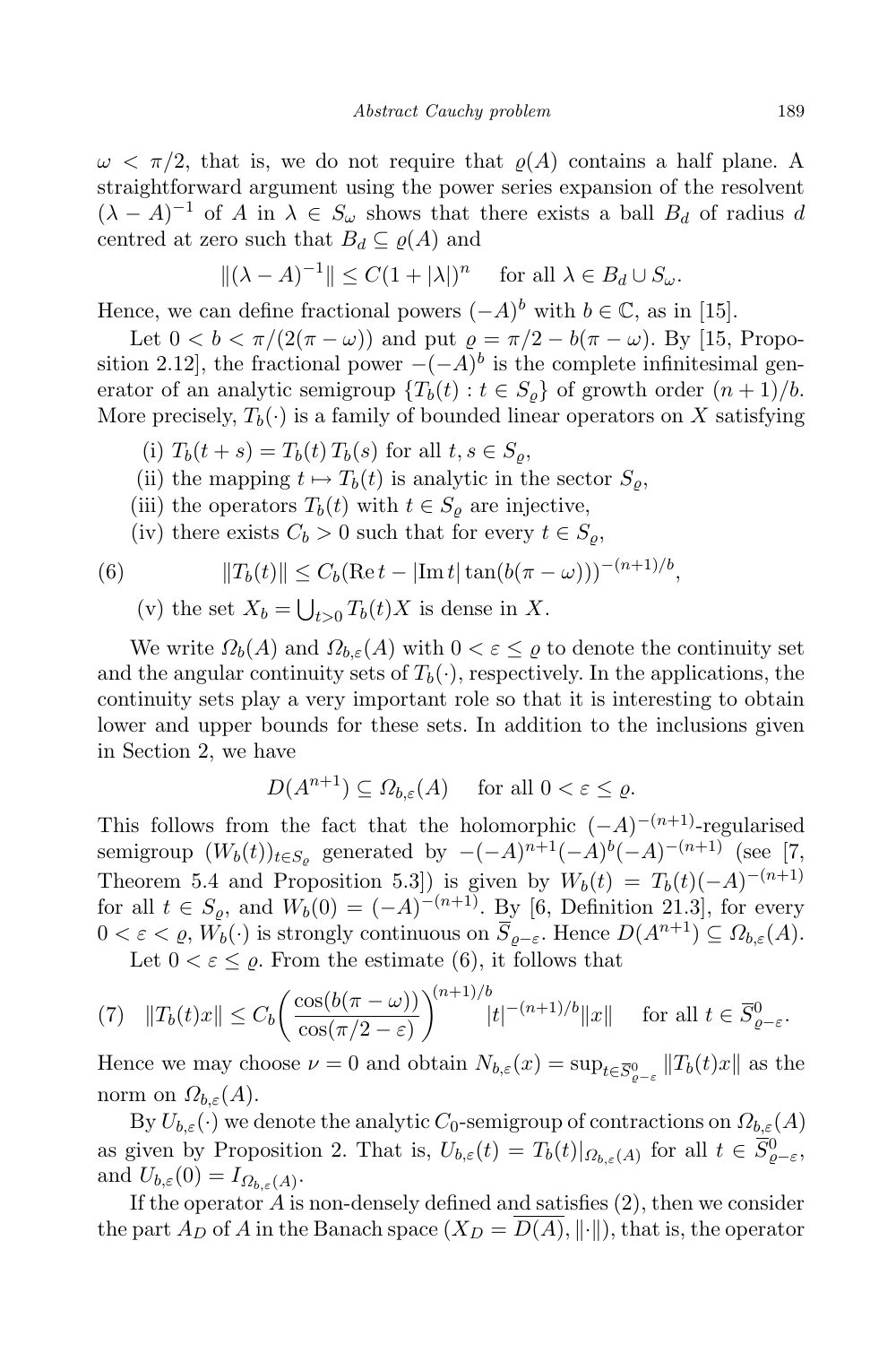$\omega < \pi/2$, that is, we do not require that $\varrho(A)$ contains a half plane. A straightforward argument using the power series expansion of the resolvent $(\lambda - A)^{-1}$ of $A$ in $\lambda \in S_\omega$ shows that there exists a ball $B_d$ of radius $d$ centred at zero such that $B_d \subseteq \varrho(A)$ and

$$\|(\lambda - A)^{-1}\| \leq C(1 + |\lambda|)^n \quad \text{for all } \lambda \in B_d \cup S_\omega.$$

Hence, we can define fractional powers $(-A)^b$ with $b \in \mathbb{C}$, as in [15].

Let $0 < b < \pi/(2(\pi - \omega))$ and put $\varrho = \pi/2 - b(\pi - \omega)$. By [15, Proposition 2.12], the fractional power $-(-A)^b$ is the complete infinitesimal generator of an analytic semigroup $\{T_b(t) : t \in S_\varrho\}$ of growth order $(n+1)/b$. More precisely, $T_b(\cdot)$ is a family of bounded linear operators on $X$ satisfying

(i) $T_b(t + s) = T_b(t)\, T_b(s)$ for all $t, s \in S_\varrho$,

(ii) the mapping $t \mapsto T_b(t)$ is analytic in the sector $S_\varrho$,

(iii) the operators $T_b(t)$ with $t \in S_\varrho$ are injective,

(iv) there exists $C_b > 0$ such that for every $t \in S_\varrho$,

$$\|T_b(t)\| \leq C_b(\operatorname{Re} t - |\operatorname{Im} t| \tan(b(\pi - \omega)))^{-(n+1)/b}, \tag{6}$$

(v) the set $X_b = \bigcup_{t>0} T_b(t)X$ is dense in $X$.

We write $\Omega_b(A)$ and $\Omega_{b,\varepsilon}(A)$ with $0 < \varepsilon \leq \varrho$ to denote the continuity set and the angular continuity sets of $T_b(\cdot)$, respectively. In the applications, the continuity sets play a very important role so that it is interesting to obtain lower and upper bounds for these sets. In addition to the inclusions given in Section 2, we have

$$D(A^{n+1}) \subseteq \Omega_{b,\varepsilon}(A) \quad \text{for all } 0 < \varepsilon \leq \varrho.$$

This follows from the fact that the holomorphic $(-A)^{-(n+1)}$-regularised semigroup $(W_b(t))_{t \in S_\varrho}$ generated by $-(-A)^{n+1}(-A)^b(-A)^{-(n+1)}$ (see [7, Theorem 5.4 and Proposition 5.3]) is given by $W_b(t) = T_b(t)(-A)^{-(n+1)}$ for all $t \in S_\varrho$, and $W_b(0) = (-A)^{-(n+1)}$. By [6, Definition 21.3], for every $0 < \varepsilon < \varrho$, $W_b(\cdot)$ is strongly continuous on $\overline{S}_{\varrho-\varepsilon}$. Hence $D(A^{n+1}) \subseteq \Omega_{b,\varepsilon}(A)$.

Let $0 < \varepsilon \leq \varrho$. From the estimate (6), it follows that

$$\|T_b(t)x\| \leq C_b \left( \frac{\cos(b(\pi - \omega))}{\cos(\pi/2 - \varepsilon)} \right)^{(n+1)/b} |t|^{-(n+1)/b} \|x\| \quad \text{for all } t \in \overline{S}^0_{\varrho-\varepsilon}. \tag{7}$$

Hence we may choose $\nu = 0$ and obtain $N_{b,\varepsilon}(x) = \sup_{t \in \overline{S}^0_{\varrho-\varepsilon}} \|T_b(t)x\|$ as the norm on $\Omega_{b,\varepsilon}(A)$.

By $U_{b,\varepsilon}(\cdot)$ we denote the analytic $C_0$-semigroup of contractions on $\Omega_{b,\varepsilon}(A)$ as given by Proposition 2. That is, $U_{b,\varepsilon}(t) = T_b(t)|_{\Omega_{b,\varepsilon}(A)}$ for all $t \in \overline{S}^0_{\varrho-\varepsilon}$, and $U_{b,\varepsilon}(0) = I_{\Omega_{b,\varepsilon}(A)}$.

If the operator $A$ is non-densely defined and satisfies (2), then we consider the part $A_D$ of $A$ in the Banach space $(X_D = \overline{D(A)}, \|\cdot\|)$, that is, the operator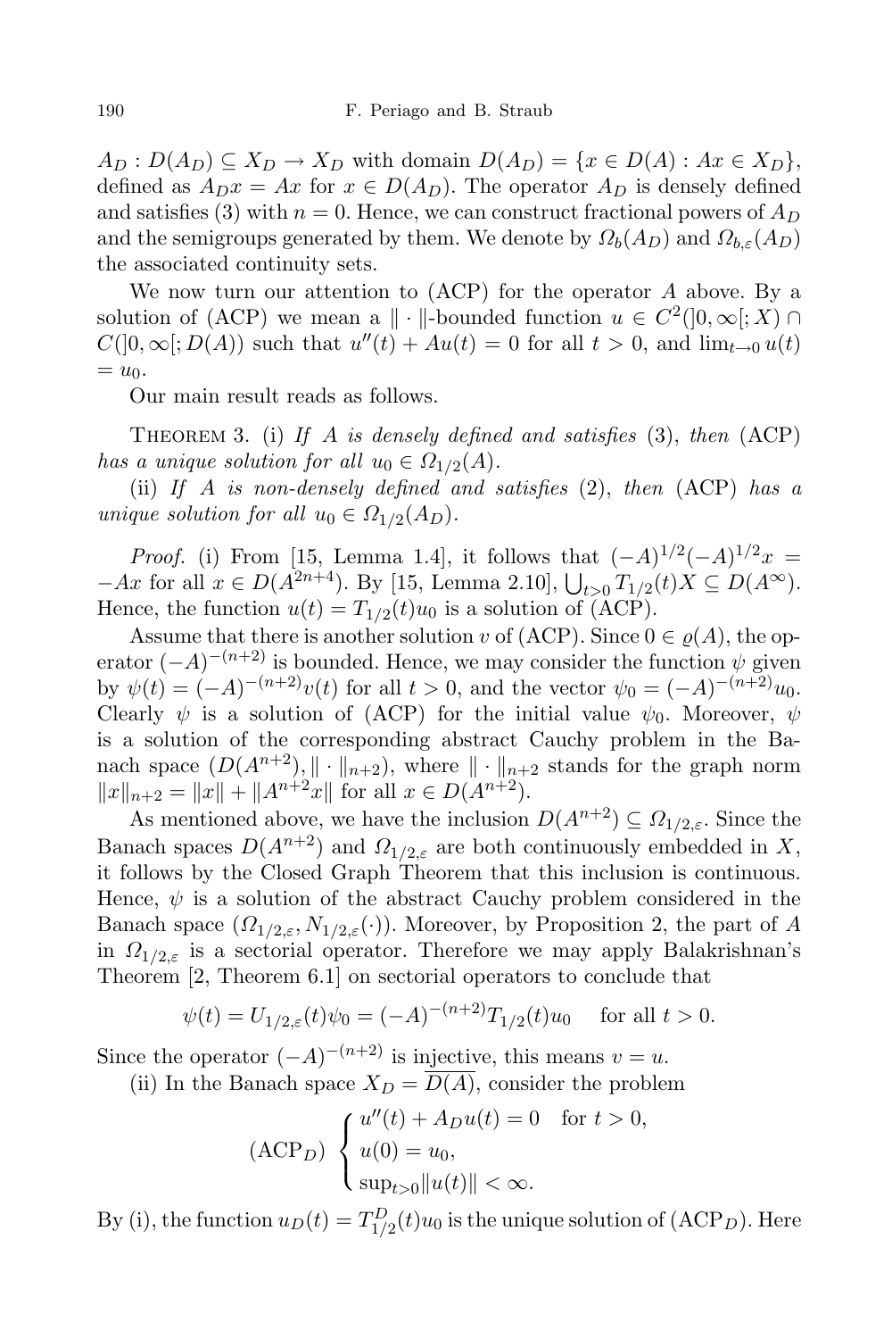$A_D : D(A_D) \subseteq X_D \to X_D$ with domain $D(A_D) = \{x \in D(A) : Ax \in X_D\}$, defined as $A_D x = Ax$ for $x \in D(A_D)$. The operator $A_D$ is densely defined and satisfies (3) with $n = 0$. Hence, we can construct fractional powers of $A_D$ and the semigroups generated by them. We denote by $\Omega_b(A_D)$ and $\Omega_{b,\varepsilon}(A_D)$ the associated continuity sets.

We now turn our attention to (ACP) for the operator $A$ above. By a solution of (ACP) we mean a $\|\cdot\|$-bounded function $u \in C^2(]0,\infty[;X) \cap C(]0,\infty[;D(A))$ such that $u''(t) + Au(t) = 0$ for all $t > 0$, and $\lim_{t\to 0} u(t) = u_0$.

Our main result reads as follows.

Theorem 3. (i) *If $A$ is densely defined and satisfies* (3), *then* (ACP) *has a unique solution for all $u_0 \in \Omega_{1/2}(A)$.*

(ii) *If $A$ is non-densely defined and satisfies* (2), *then* (ACP) *has a unique solution for all $u_0 \in \Omega_{1/2}(A_D)$.*

*Proof.* (i) From [15, Lemma 1.4], it follows that $(-A)^{1/2}(-A)^{1/2}x = -Ax$ for all $x \in D(A^{2n+4})$. By [15, Lemma 2.10], $\bigcup_{t>0} T_{1/2}(t)X \subseteq D(A^\infty)$. Hence, the function $u(t) = T_{1/2}(t)u_0$ is a solution of (ACP).

Assume that there is another solution $v$ of (ACP). Since $0 \in \varrho(A)$, the operator $(-A)^{-(n+2)}$ is bounded. Hence, we may consider the function $\psi$ given by $\psi(t) = (-A)^{-(n+2)}v(t)$ for all $t > 0$, and the vector $\psi_0 = (-A)^{-(n+2)}u_0$. Clearly $\psi$ is a solution of (ACP) for the initial value $\psi_0$. Moreover, $\psi$ is a solution of the corresponding abstract Cauchy problem in the Banach space $(D(A^{n+2}), \|\cdot\|_{n+2})$, where $\|\cdot\|_{n+2}$ stands for the graph norm $\|x\|_{n+2} = \|x\| + \|A^{n+2}x\|$ for all $x \in D(A^{n+2})$.

As mentioned above, we have the inclusion $D(A^{n+2}) \subseteq \Omega_{1/2,\varepsilon}$. Since the Banach spaces $D(A^{n+2})$ and $\Omega_{1/2,\varepsilon}$ are both continuously embedded in $X$, it follows by the Closed Graph Theorem that this inclusion is continuous. Hence, $\psi$ is a solution of the abstract Cauchy problem considered in the Banach space $(\Omega_{1/2,\varepsilon}, N_{1/2,\varepsilon}(\cdot))$. Moreover, by Proposition 2, the part of $A$ in $\Omega_{1/2,\varepsilon}$ is a sectorial operator. Therefore we may apply Balakrishnan's Theorem [2, Theorem 6.1] on sectorial operators to conclude that

$$\psi(t) = U_{1/2,\varepsilon}(t)\psi_0 = (-A)^{-(n+2)}T_{1/2}(t)u_0 \quad \text{for all } t > 0.$$

Since the operator $(-A)^{-(n+2)}$ is injective, this means $v = u$.

(ii) In the Banach space $X_D = \overline{D(A)}$, consider the problem

$$(\mathrm{ACP}_D) \begin{cases} u''(t) + A_D u(t) = 0 & \text{for } t > 0, \\ u(0) = u_0, \\ \sup_{t>0}\|u(t)\| < \infty. \end{cases}$$

By (i), the function $u_D(t) = T_{1/2}^D(t)u_0$ is the unique solution of $(\mathrm{ACP}_D)$. Here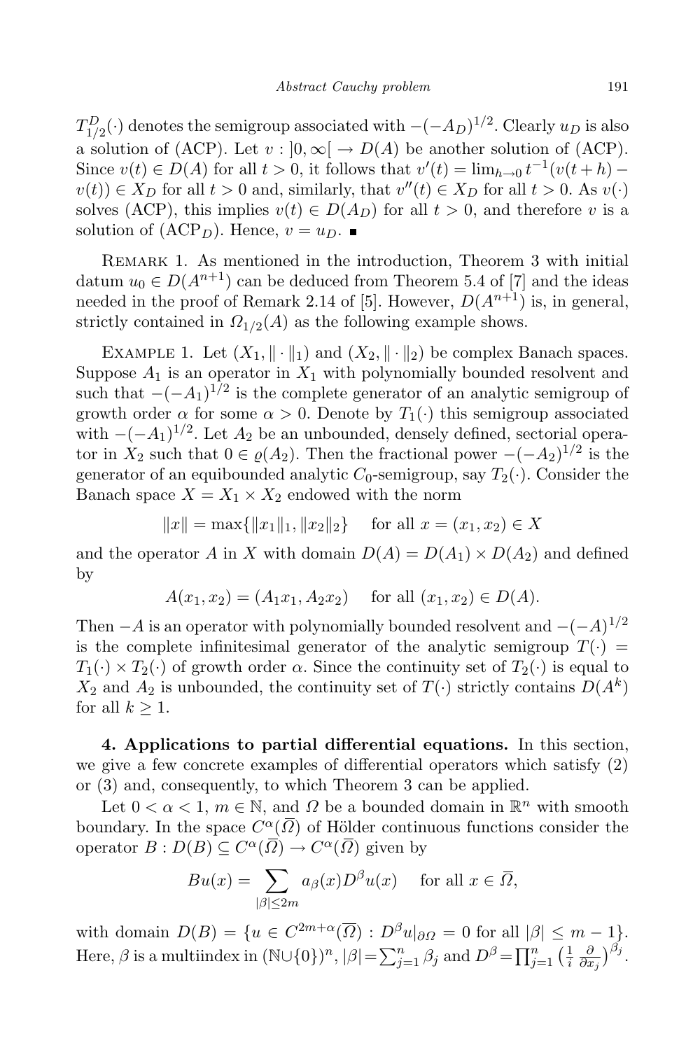$T^D_{1/2}(\cdot)$ denotes the semigroup associated with $-(-A_D)^{1/2}$. Clearly $u_D$ is also a solution of (ACP). Let $v : ]0,\infty[ \to D(A)$ be another solution of (ACP). Since $v(t) \in D(A)$ for all $t > 0$, it follows that $v'(t) = \lim_{h\to 0} t^{-1}(v(t+h) - v(t)) \in X_D$ for all $t > 0$ and, similarly, that $v''(t) \in X_D$ for all $t > 0$. As $v(\cdot)$ solves (ACP), this implies $v(t) \in D(A_D)$ for all $t > 0$, and therefore $v$ is a solution of (ACP$_D$). Hence, $v = u_D$. ∎

Remark 1. As mentioned in the introduction, Theorem 3 with initial datum $u_0 \in D(A^{n+1})$ can be deduced from Theorem 5.4 of [7] and the ideas needed in the proof of Remark 2.14 of [5]. However, $D(A^{n+1})$ is, in general, strictly contained in $\Omega_{1/2}(A)$ as the following example shows.

Example 1. Let $(X_1, \|\cdot\|_1)$ and $(X_2, \|\cdot\|_2)$ be complex Banach spaces. Suppose $A_1$ is an operator in $X_1$ with polynomially bounded resolvent and such that $-(-A_1)^{1/2}$ is the complete generator of an analytic semigroup of growth order $\alpha$ for some $\alpha > 0$. Denote by $T_1(\cdot)$ this semigroup associated with $-(-A_1)^{1/2}$. Let $A_2$ be an unbounded, densely defined, sectorial operator in $X_2$ such that $0 \in \varrho(A_2)$. Then the fractional power $-(-A_2)^{1/2}$ is the generator of an equibounded analytic $C_0$-semigroup, say $T_2(\cdot)$. Consider the Banach space $X = X_1 \times X_2$ endowed with the norm

$$\|x\| = \max\{\|x_1\|_1, \|x_2\|_2\} \quad \text{for all } x = (x_1, x_2) \in X$$

and the operator $A$ in $X$ with domain $D(A) = D(A_1) \times D(A_2)$ and defined by

$$A(x_1, x_2) = (A_1x_1, A_2x_2) \quad \text{for all } (x_1, x_2) \in D(A).$$

Then $-A$ is an operator with polynomially bounded resolvent and $-(-A)^{1/2}$ is the complete infinitesimal generator of the analytic semigroup $T(\cdot) = T_1(\cdot) \times T_2(\cdot)$ of growth order $\alpha$. Since the continuity set of $T_2(\cdot)$ is equal to $X_2$ and $A_2$ is unbounded, the continuity set of $T(\cdot)$ strictly contains $D(A^k)$ for all $k \geq 1$.

**4. Applications to partial differential equations.** In this section, we give a few concrete examples of differential operators which satisfy (2) or (3) and, consequently, to which Theorem 3 can be applied.

Let $0 < \alpha < 1$, $m \in \mathbb{N}$, and $\Omega$ be a bounded domain in $\mathbb{R}^n$ with smooth boundary. In the space $C^\alpha(\overline{\Omega})$ of Hölder continuous functions consider the operator $B : D(B) \subseteq C^\alpha(\overline{\Omega}) \to C^\alpha(\overline{\Omega})$ given by

$$Bu(x) = \sum_{|\beta|\leq 2m} a_\beta(x) D^\beta u(x) \quad \text{for all } x \in \overline{\Omega},$$

with domain $D(B) = \{u \in C^{2m+\alpha}(\overline{\Omega}) : D^\beta u|_{\partial\Omega} = 0 \text{ for all } |\beta| \leq m-1\}$. Here, $\beta$ is a multiindex in $(\mathbb{N}\cup\{0\})^n$, $|\beta| = \sum_{j=1}^n \beta_j$ and $D^\beta = \prod_{j=1}^n \big(\frac{1}{i}\frac{\partial}{\partial x_j}\big)^{\beta_j}$.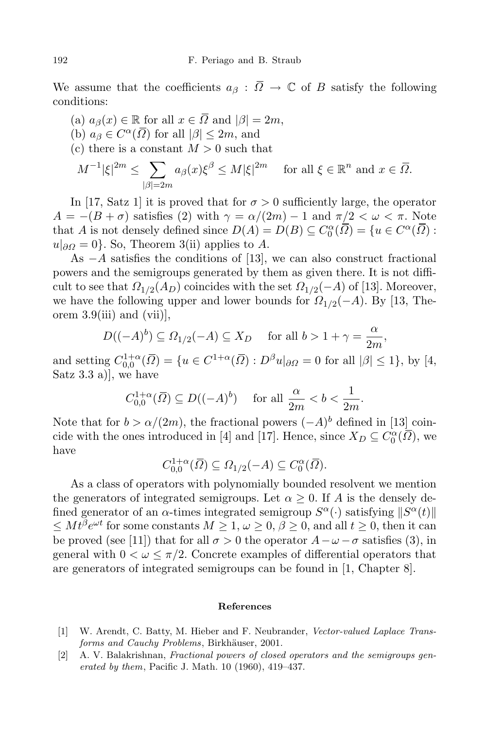We assume that the coefficients $a_\beta : \overline{\Omega} \to \mathbb{C}$ of $B$ satisfy the following conditions:

(a) $a_\beta(x) \in \mathbb{R}$ for all $x \in \overline{\Omega}$ and $|\beta| = 2m$,
(b) $a_\beta \in C^\alpha(\overline{\Omega})$ for all $|\beta| \leq 2m$, and
(c) there is a constant $M > 0$ such that

$$M^{-1}|\xi|^{2m} \leq \sum_{|\beta|=2m} a_\beta(x)\xi^\beta \leq M|\xi|^{2m} \quad \text{for all } \xi \in \mathbb{R}^n \text{ and } x \in \overline{\Omega}.$$

In [17, Satz 1] it is proved that for $\sigma > 0$ sufficiently large, the operator $A = -(B + \sigma)$ satisfies (2) with $\gamma = \alpha/(2m) - 1$ and $\pi/2 < \omega < \pi$. Note that $A$ is not densely defined since $D(A) = D(B) \subseteq C_0^\alpha(\overline{\Omega}) = \{u \in C^\alpha(\overline{\Omega}) : u|_{\partial\Omega} = 0\}$. So, Theorem 3(ii) applies to $A$.

As $-A$ satisfies the conditions of [13], we can also construct fractional powers and the semigroups generated by them as given there. It is not difficult to see that $\Omega_{1/2}(A_D)$ coincides with the set $\Omega_{1/2}(-A)$ of [13]. Moreover, we have the following upper and lower bounds for $\Omega_{1/2}(-A)$. By [13, Theorem 3.9(iii) and (vii)],

$$D((-A)^b) \subseteq \Omega_{1/2}(-A) \subseteq X_D \quad \text{for all } b > 1 + \gamma = \frac{\alpha}{2m},$$

and setting $C_{0,0}^{1+\alpha}(\overline{\Omega}) = \{u \in C^{1+\alpha}(\overline{\Omega}) : D^\beta u|_{\partial\Omega} = 0 \text{ for all } |\beta| \leq 1\}$, by [4, Satz 3.3 a)], we have

$$C_{0,0}^{1+\alpha}(\overline{\Omega}) \subseteq D((-A)^b) \quad \text{for all } \frac{\alpha}{2m} < b < \frac{1}{2m}.$$

Note that for $b > \alpha/(2m)$, the fractional powers $(-A)^b$ defined in [13] coincide with the ones introduced in [4] and [17]. Hence, since $X_D \subseteq C_0^\alpha(\overline{\Omega})$, we have

$$C_{0,0}^{1+\alpha}(\overline{\Omega}) \subseteq \Omega_{1/2}(-A) \subseteq C_0^\alpha(\overline{\Omega}).$$

As a class of operators with polynomially bounded resolvent we mention the generators of integrated semigroups. Let $\alpha \geq 0$. If $A$ is the densely defined generator of an $\alpha$-times integrated semigroup $S^\alpha(\cdot)$ satisfying $\|S^\alpha(t)\| \leq Mt^\beta e^{\omega t}$ for some constants $M \geq 1$, $\omega \geq 0$, $\beta \geq 0$, and all $t \geq 0$, then it can be proved (see [11]) that for all $\sigma > 0$ the operator $A - \omega - \sigma$ satisfies (3), in general with $0 < \omega \leq \pi/2$. Concrete examples of differential operators that are generators of integrated semigroups can be found in [1, Chapter 8].

## References

[1] W. Arendt, C. Batty, M. Hieber and F. Neubrander, *Vector-valued Laplace Transforms and Cauchy Problems*, Birkhäuser, 2001.

[2] A. V. Balakrishnan, *Fractional powers of closed operators and the semigroups generated by them*, Pacific J. Math. 10 (1960), 419–437.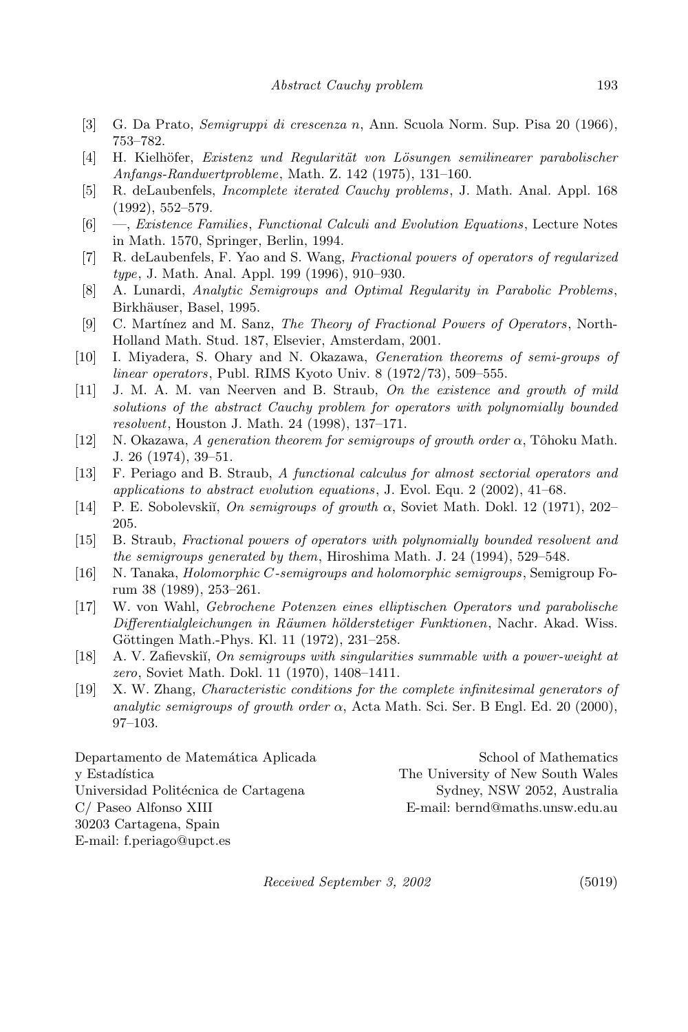[3] G. Da Prato, *Semigruppi di crescenza n*, Ann. Scuola Norm. Sup. Pisa 20 (1966), 753–782.

[4] H. Kielhöfer, *Existenz und Regularität von Lösungen semilinearer parabolischer Anfangs-Randwertprobleme*, Math. Z. 142 (1975), 131–160.

[5] R. deLaubenfels, *Incomplete iterated Cauchy problems*, J. Math. Anal. Appl. 168 (1992), 552–579.

[6] —, *Existence Families, Functional Calculi and Evolution Equations*, Lecture Notes in Math. 1570, Springer, Berlin, 1994.

[7] R. deLaubenfels, F. Yao and S. Wang, *Fractional powers of operators of regularized type*, J. Math. Anal. Appl. 199 (1996), 910–930.

[8] A. Lunardi, *Analytic Semigroups and Optimal Regularity in Parabolic Problems*, Birkhäuser, Basel, 1995.

[9] C. Martínez and M. Sanz, *The Theory of Fractional Powers of Operators*, North-Holland Math. Stud. 187, Elsevier, Amsterdam, 2001.

[10] I. Miyadera, S. Ohary and N. Okazawa, *Generation theorems of semi-groups of linear operators*, Publ. RIMS Kyoto Univ. 8 (1972/73), 509–555.

[11] J. M. A. M. van Neerven and B. Straub, *On the existence and growth of mild solutions of the abstract Cauchy problem for operators with polynomially bounded resolvent*, Houston J. Math. 24 (1998), 137–171.

[12] N. Okazawa, *A generation theorem for semigroups of growth order $\alpha$*, Tôhoku Math. J. 26 (1974), 39–51.

[13] F. Periago and B. Straub, *A functional calculus for almost sectorial operators and applications to abstract evolution equations*, J. Evol. Equ. 2 (2002), 41–68.

[14] P. E. Sobolevskiĭ, *On semigroups of growth $\alpha$*, Soviet Math. Dokl. 12 (1971), 202–205.

[15] B. Straub, *Fractional powers of operators with polynomially bounded resolvent and the semigroups generated by them*, Hiroshima Math. J. 24 (1994), 529–548.

[16] N. Tanaka, *Holomorphic C-semigroups and holomorphic semigroups*, Semigroup Forum 38 (1989), 253–261.

[17] W. von Wahl, *Gebrochene Potenzen eines elliptischen Operators und parabolische Differentialgleichungen in Räumen hölderstetiger Funktionen*, Nachr. Akad. Wiss. Göttingen Math.-Phys. Kl. 11 (1972), 231–258.

[18] A. V. Zafievskiĭ, *On semigroups with singularities summable with a power-weight at zero*, Soviet Math. Dokl. 11 (1970), 1408–1411.

[19] X. W. Zhang, *Characteristic conditions for the complete infinitesimal generators of analytic semigroups of growth order $\alpha$*, Acta Math. Sci. Ser. B Engl. Ed. 20 (2000), 97–103.

Departamento de Matemática Aplicada
y Estadística
Universidad Politécnica de Cartagena
C/ Paseo Alfonso XIII
30203 Cartagena, Spain
E-mail: f.periago@upct.es

School of Mathematics
The University of New South Wales
Sydney, NSW 2052, Australia
E-mail: bernd@maths.unsw.edu.au

*Received September 3, 2002* (5019)